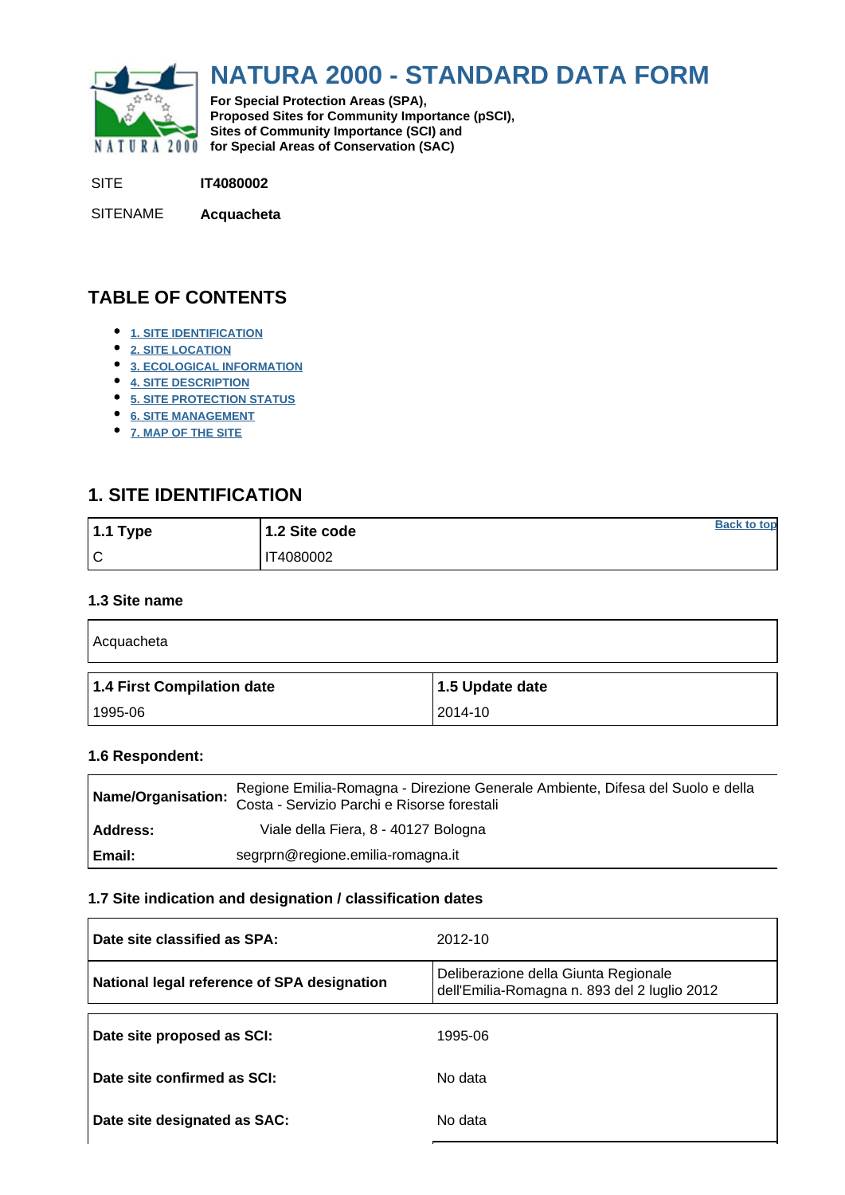# NATURA 2000 - STANDARD DATA FORM

**For Special Protection Areas (SPA),**
**Proposed Sites for Community Importance (pSCI),**
**Sites of Community Importance (SCI) and**
**for Special Areas of Conservation (SAC)**

SITE **IT4080002**

SITENAME **Acquacheta**

## TABLE OF CONTENTS

- 1. SITE IDENTIFICATION
- 2. SITE LOCATION
- 3. ECOLOGICAL INFORMATION
- 4. SITE DESCRIPTION
- 5. SITE PROTECTION STATUS
- 6. SITE MANAGEMENT
- 7. MAP OF THE SITE

## 1. SITE IDENTIFICATION

| 1.1 Type | 1.2 Site code |
|---|---|
| C | IT4080002 |

Back to top

### 1.3 Site name

| Acquacheta |
|---|

| 1.4 First Compilation date | 1.5 Update date |
|---|---|
| 1995-06 | 2014-10 |

### 1.6 Respondent:

| | |
|---|---|
| **Name/Organisation:** | Regione Emilia-Romagna - Direzione Generale Ambiente, Difesa del Suolo e della Costa - Servizio Parchi e Risorse forestali |
| **Address:** | Viale della Fiera, 8 - 40127 Bologna |
| **Email:** | segrprn@regione.emilia-romagna.it |

### 1.7 Site indication and designation / classification dates

| | |
|---|---|
| **Date site classified as SPA:** | 2012-10 |
| **National legal reference of SPA designation** | Deliberazione della Giunta Regionale dell'Emilia-Romagna n. 893 del 2 luglio 2012 |

| | |
|---|---|
| **Date site proposed as SCI:** | 1995-06 |
| **Date site confirmed as SCI:** | No data |
| **Date site designated as SAC:** | No data |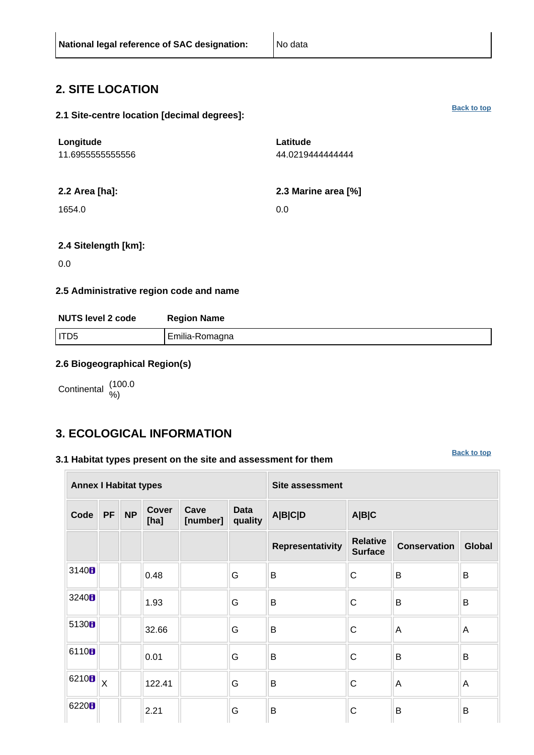| National legal reference of SAC designation: | No data |
|---|---|

## 2. SITE LOCATION

### 2.1 Site-centre location [decimal degrees]:

Back to top

| Longitude | Latitude |
|---|---|
| 11.6955555555556 | 44.0219444444444 |

| 2.2 Area [ha]: | 2.3 Marine area [%] |
|---|---|
| 1654.0 | 0.0 |

**2.4 Sitelength [km]:**

0.0

### 2.5 Administrative region code and name

| NUTS level 2 code | Region Name |
|---|---|
| ITD5 | Emilia-Romagna |

### 2.6 Biogeographical Region(s)

Continental (100.0 %)

## 3. ECOLOGICAL INFORMATION

### 3.1 Habitat types present on the site and assessment for them

Back to top

| Annex I Habitat types | | | | | | Site assessment | | | |
|---|---|---|---|---|---|---|---|---|---|
| Code | PF | NP | Cover [ha] | Cave [number] | Data quality | A\|B\|C\|D | A\|B\|C | | |
| | | | | | | Representativity | Relative Surface | Conservation | Global |
| 3140 | | | 0.48 | | G | B | C | B | B |
| 3240 | | | 1.93 | | G | B | C | B | B |
| 5130 | | | 32.66 | | G | B | C | A | A |
| 6110 | | | 0.01 | | G | B | C | B | B |
| 6210 | X | | 122.41 | | G | B | C | A | A |
| 6220 | | | 2.21 | | G | B | C | B | B |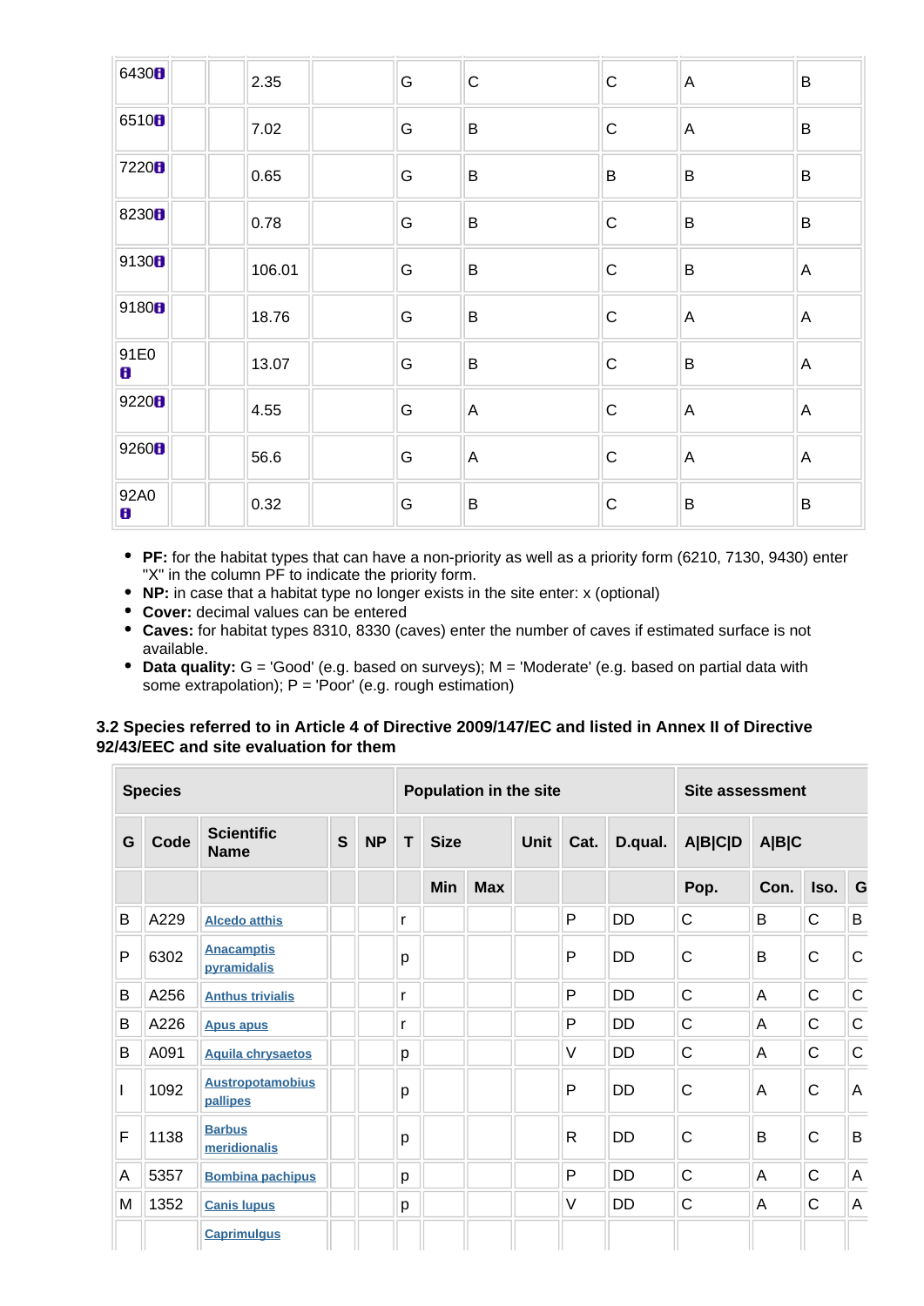| | | | | | | | | | |
|---|---|---|---|---|---|---|---|---|---|
| 6430 | | | 2.35 | | G | C | C | A | B |
| 6510 | | | 7.02 | | G | B | C | A | B |
| 7220 | | | 0.65 | | G | B | B | B | B |
| 8230 | | | 0.78 | | G | B | C | B | B |
| 9130 | | | 106.01 | | G | B | C | B | A |
| 9180 | | | 18.76 | | G | B | C | A | A |
| 91E0 | | | 13.07 | | G | B | C | B | A |
| 9220 | | | 4.55 | | G | A | C | A | A |
| 9260 | | | 56.6 | | G | A | C | A | A |
| 92A0 | | | 0.32 | | G | B | C | B | B |

- **PF:** for the habitat types that can have a non-priority as well as a priority form (6210, 7130, 9430) enter "X" in the column PF to indicate the priority form.
- **NP:** in case that a habitat type no longer exists in the site enter: x (optional)
- **Cover:** decimal values can be entered
- **Caves:** for habitat types 8310, 8330 (caves) enter the number of caves if estimated surface is not available.
- **Data quality:** G = 'Good' (e.g. based on surveys); M = 'Moderate' (e.g. based on partial data with some extrapolation); P = 'Poor' (e.g. rough estimation)

### 3.2 Species referred to in Article 4 of Directive 2009/147/EC and listed in Annex II of Directive 92/43/EEC and site evaluation for them

| Species | | | | | Population in the site | | | | | | Site assessment | | | |
|---|---|---|---|---|---|---|---|---|---|---|---|---|---|---|
| G | Code | Scientific Name | S | NP | T | Size | | Unit | Cat. | D.qual. | A\|B\|C\|D | A\|B\|C | | |
| | | | | | | Min | Max | | | | Pop. | Con. | Iso. | G |
| B | A229 | Alcedo atthis | | | r | | | | P | DD | C | B | C | B |
| P | 6302 | Anacamptis pyramidalis | | | p | | | | P | DD | C | B | C | C |
| B | A256 | Anthus trivialis | | | r | | | | P | DD | C | A | C | C |
| B | A226 | Apus apus | | | r | | | | P | DD | C | A | C | C |
| B | A091 | Aquila chrysaetos | | | p | | | | V | DD | C | A | C | C |
| I | 1092 | Austropotamobius pallipes | | | p | | | | P | DD | C | A | C | A |
| F | 1138 | Barbus meridionalis | | | p | | | | R | DD | C | B | C | B |
| A | 5357 | Bombina pachipus | | | p | | | | P | DD | C | A | C | A |
| M | 1352 | Canis lupus | | | p | | | | V | DD | C | A | C | A |
| | | Caprimulgus | | | | | | | | | | | | |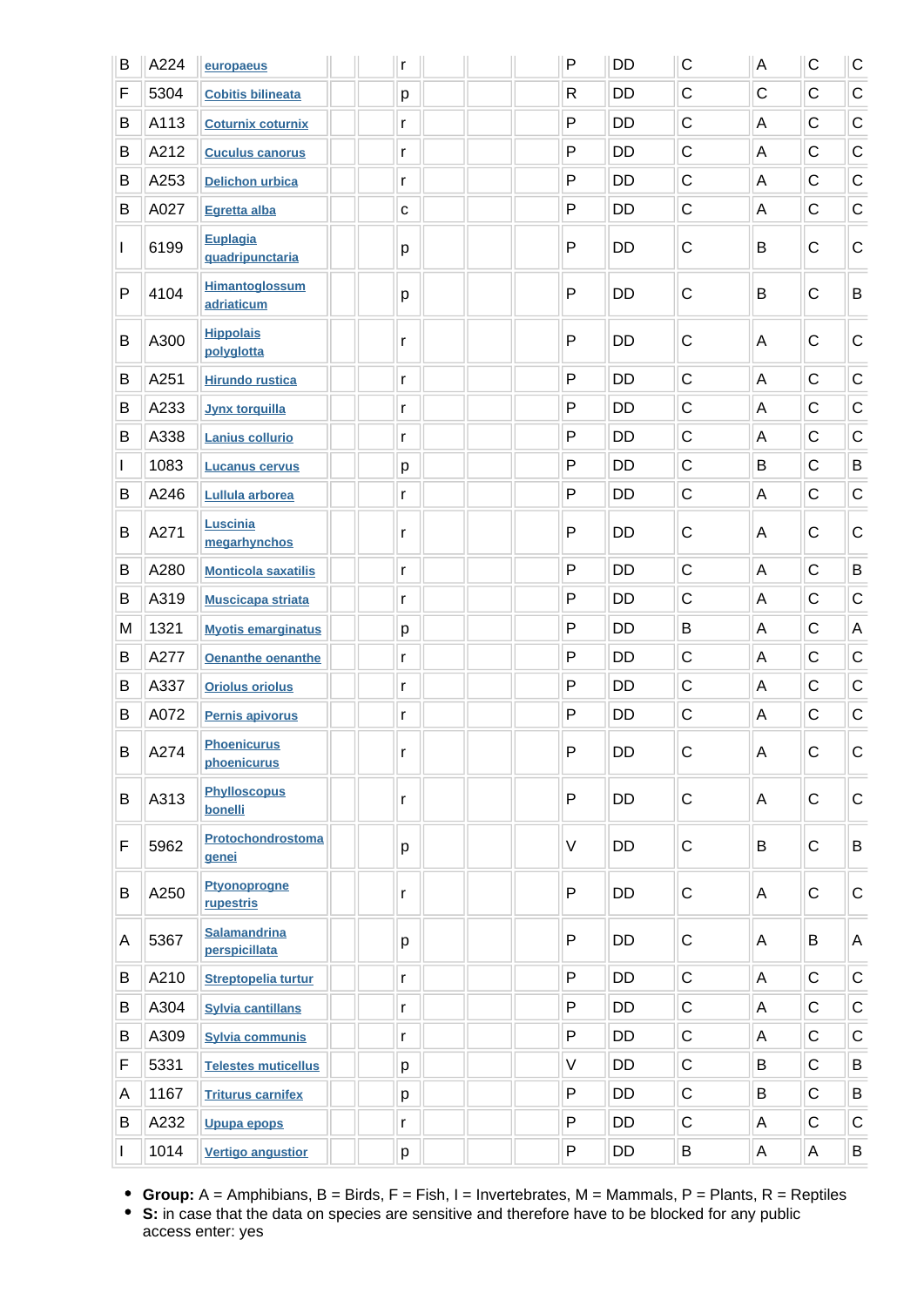| B | A224 | europaeus | | | r | | | | P | DD | C | A | C | C |
|---|---|---|---|---|---|---|---|---|---|---|---|---|---|---|
| F | 5304 | Cobitis bilineata | | | p | | | | R | DD | C | C | C | C |
| B | A113 | Coturnix coturnix | | | r | | | | P | DD | C | A | C | C |
| B | A212 | Cuculus canorus | | | r | | | | P | DD | C | A | C | C |
| B | A253 | Delichon urbica | | | r | | | | P | DD | C | A | C | C |
| B | A027 | Egretta alba | | | c | | | | P | DD | C | A | C | C |
| I | 6199 | Euplagia quadripunctaria | | | p | | | | P | DD | C | B | C | C |
| P | 4104 | Himantoglossum adriaticum | | | p | | | | P | DD | C | B | C | B |
| B | A300 | Hippolais polyglotta | | | r | | | | P | DD | C | A | C | C |
| B | A251 | Hirundo rustica | | | r | | | | P | DD | C | A | C | C |
| B | A233 | Jynx torquilla | | | r | | | | P | DD | C | A | C | C |
| B | A338 | Lanius collurio | | | r | | | | P | DD | C | A | C | C |
| I | 1083 | Lucanus cervus | | | p | | | | P | DD | C | B | C | B |
| B | A246 | Lullula arborea | | | r | | | | P | DD | C | A | C | C |
| B | A271 | Luscinia megarhynchos | | | r | | | | P | DD | C | A | C | C |
| B | A280 | Monticola saxatilis | | | r | | | | P | DD | C | A | C | B |
| B | A319 | Muscicapa striata | | | r | | | | P | DD | C | A | C | C |
| M | 1321 | Myotis emarginatus | | | p | | | | P | DD | B | A | C | A |
| B | A277 | Oenanthe oenanthe | | | r | | | | P | DD | C | A | C | C |
| B | A337 | Oriolus oriolus | | | r | | | | P | DD | C | A | C | C |
| B | A072 | Pernis apivorus | | | r | | | | P | DD | C | A | C | C |
| B | A274 | Phoenicurus phoenicurus | | | r | | | | P | DD | C | A | C | C |
| B | A313 | Phylloscopus bonelli | | | r | | | | P | DD | C | A | C | C |
| F | 5962 | Protochondrostoma genei | | | p | | | | V | DD | C | B | C | B |
| B | A250 | Ptyonoprogne rupestris | | | r | | | | P | DD | C | A | C | C |
| A | 5367 | Salamandrina perspicillata | | | p | | | | P | DD | C | A | B | A |
| B | A210 | Streptopelia turtur | | | r | | | | P | DD | C | A | C | C |
| B | A304 | Sylvia cantillans | | | r | | | | P | DD | C | A | C | C |
| B | A309 | Sylvia communis | | | r | | | | P | DD | C | A | C | C |
| F | 5331 | Telestes muticellus | | | p | | | | V | DD | C | B | C | B |
| A | 1167 | Triturus carnifex | | | p | | | | P | DD | C | B | C | B |
| B | A232 | Upupa epops | | | r | | | | P | DD | C | A | C | C |
| I | 1014 | Vertigo angustior | | | p | | | | P | DD | B | A | A | B |

- **Group:** A = Amphibians, B = Birds, F = Fish, I = Invertebrates, M = Mammals, P = Plants, R = Reptiles
- **S:** in case that the data on species are sensitive and therefore have to be blocked for any public access enter: yes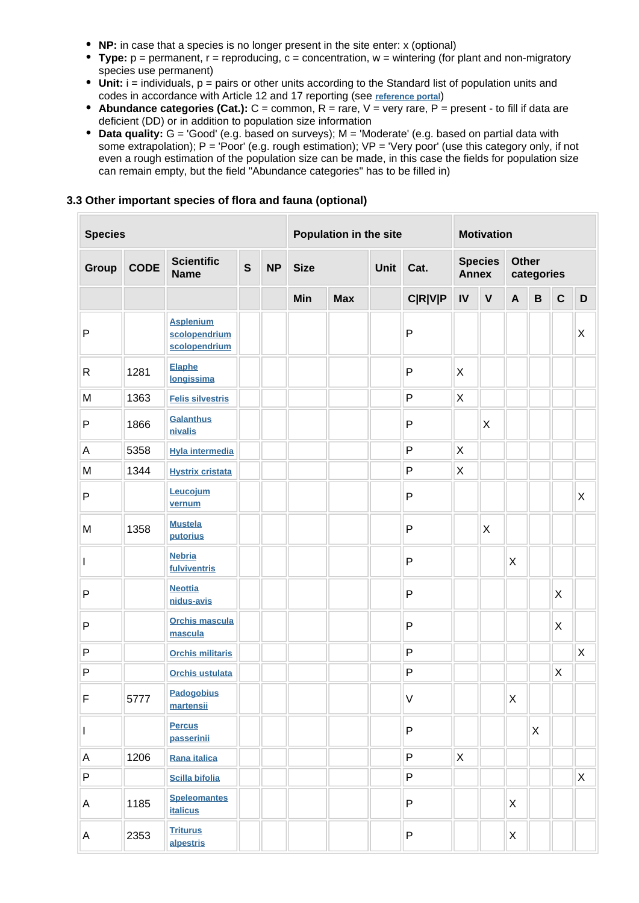- **NP:** in case that a species is no longer present in the site enter: x (optional)
- **Type:** p = permanent, r = reproducing, c = concentration, w = wintering (for plant and non-migratory species use permanent)
- **Unit:** i = individuals, p = pairs or other units according to the Standard list of population units and codes in accordance with Article 12 and 17 reporting (see reference portal)
- **Abundance categories (Cat.):** C = common, R = rare, V = very rare, P = present - to fill if data are deficient (DD) or in addition to population size information
- **Data quality:** G = 'Good' (e.g. based on surveys); M = 'Moderate' (e.g. based on partial data with some extrapolation); P = 'Poor' (e.g. rough estimation); VP = 'Very poor' (use this category only, if not even a rough estimation of the population size can be made, in this case the fields for population size can remain empty, but the field "Abundance categories" has to be filled in)

### 3.3 Other important species of flora and fauna (optional)

| Species | | | | | Population in the site | | | | Motivation | | | | | | |
|---|---|---|---|---|---|---|---|---|---|---|---|---|---|---|---|
| Group | CODE | Scientific Name | S | NP | Size | | Unit | Cat. | Species Annex | | Other categories | | | | |
| | | | | | Min | Max | | C\|R\|V\|P | IV | V | A | B | C | D |
| P | | Asplenium scolopendrium scolopendrium | | | | | | P | | | | | | X |
| R | 1281 | Elaphe longissima | | | | | | P | X | | | | | |
| M | 1363 | Felis silvestris | | | | | | P | X | | | | | |
| P | 1866 | Galanthus nivalis | | | | | | P | | X | | | | |
| A | 5358 | Hyla intermedia | | | | | | P | X | | | | | |
| M | 1344 | Hystrix cristata | | | | | | P | X | | | | | |
| P | | Leucojum vernum | | | | | | P | | | | | | X |
| M | 1358 | Mustela putorius | | | | | | P | | X | | | | |
| I | | Nebria fulviventris | | | | | | P | | | X | | | |
| P | | Neottia nidus-avis | | | | | | P | | | | | X | |
| P | | Orchis mascula mascula | | | | | | P | | | | | X | |
| P | | Orchis militaris | | | | | | P | | | | | | X |
| P | | Orchis ustulata | | | | | | P | | | | | X | |
| F | 5777 | Padogobius martensii | | | | | | V | | | X | | | |
| I | | Percus passerinii | | | | | | P | | | | X | | |
| A | 1206 | Rana italica | | | | | | P | X | | | | | |
| P | | Scilla bifolia | | | | | | P | | | | | | X |
| A | 1185 | Speleomantes italicus | | | | | | P | | | X | | | |
| A | 2353 | Triturus alpestris | | | | | | P | | | X | | | |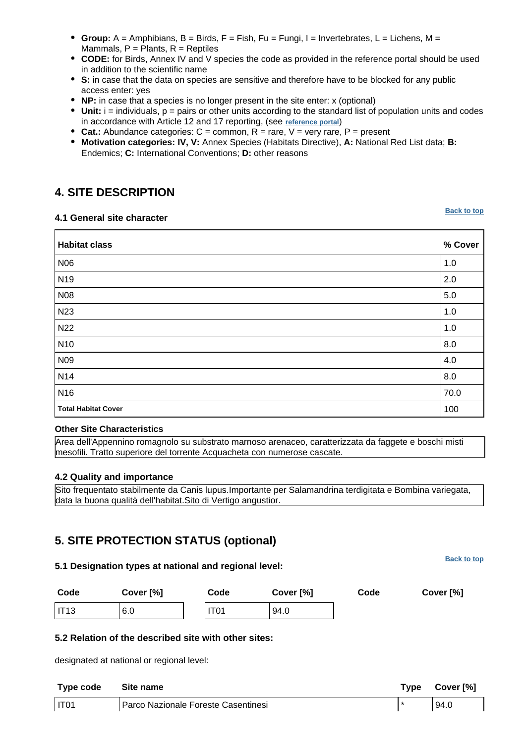- **Group:** A = Amphibians, B = Birds, F = Fish, Fu = Fungi, I = Invertebrates, L = Lichens, M = Mammals, P = Plants, R = Reptiles
- **CODE:** for Birds, Annex IV and V species the code as provided in the reference portal should be used in addition to the scientific name
- **S:** in case that the data on species are sensitive and therefore have to be blocked for any public access enter: yes
- **NP:** in case that a species is no longer present in the site enter: x (optional)
- **Unit:** i = individuals, p = pairs or other units according to the standard list of population units and codes in accordance with Article 12 and 17 reporting, (see reference portal)
- **Cat.:** Abundance categories: C = common, R = rare, V = very rare, P = present
- **Motivation categories: IV, V:** Annex Species (Habitats Directive), **A:** National Red List data; **B:** Endemics; **C:** International Conventions; **D:** other reasons

## 4. SITE DESCRIPTION

Back to top

### 4.1 General site character

| Habitat class | % Cover |
|---|---|
| N06 | 1.0 |
| N19 | 2.0 |
| N08 | 5.0 |
| N23 | 1.0 |
| N22 | 1.0 |
| N10 | 8.0 |
| N09 | 4.0 |
| N14 | 8.0 |
| N16 | 70.0 |
| **Total Habitat Cover** | 100 |

**Other Site Characteristics**

Area dell'Appennino romagnolo su substrato marnoso arenaceo, caratterizzata da faggete e boschi misti mesofili. Tratto superiore del torrente Acquacheta con numerose cascate.

### 4.2 Quality and importance

Sito frequentato stabilmente da Canis lupus.Importante per Salamandrina terdigitata e Bombina variegata, data la buona qualità dell'habitat.Sito di Vertigo angustior.

## 5. SITE PROTECTION STATUS (optional)

Back to top

### 5.1 Designation types at national and regional level:

| Code | Cover [%] | Code | Cover [%] | Code | Cover [%] |
|---|---|---|---|---|---|
| IT13 | 6.0 | IT01 | 94.0 | | |

### 5.2 Relation of the described site with other sites:

designated at national or regional level:

| Type code | Site name | Type | Cover [%] |
|---|---|---|---|
| IT01 | Parco Nazionale Foreste Casentinesi | * | 94.0 |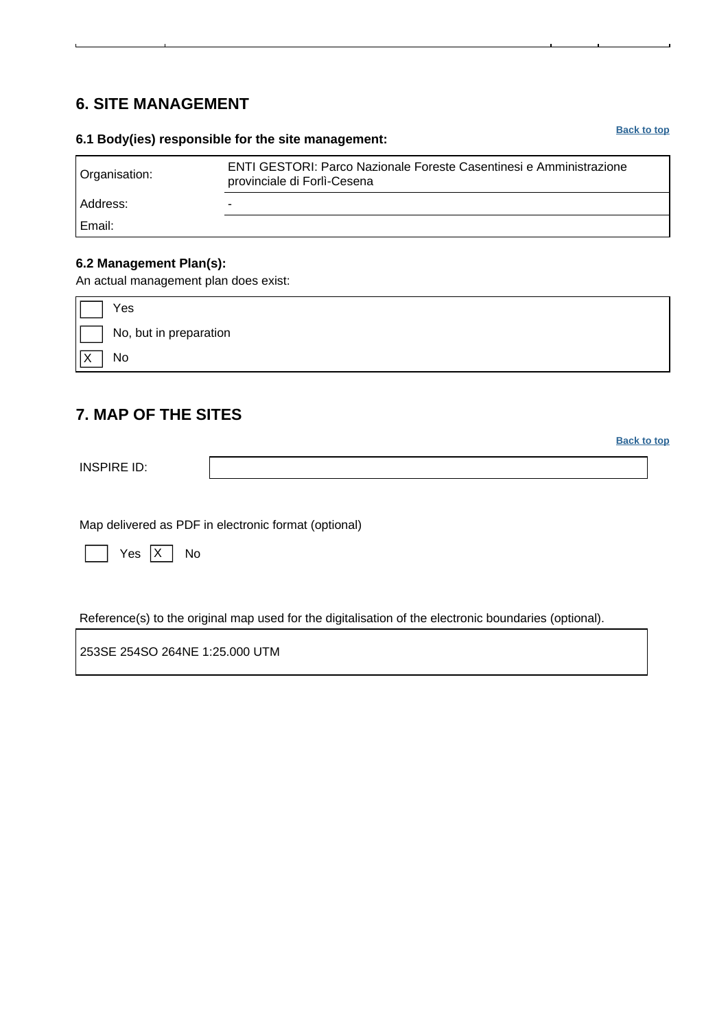## 6. SITE MANAGEMENT

### 6.1 Body(ies) responsible for the site management:

Back to top

| | |
|---|---|
| Organisation: | ENTI GESTORI: Parco Nazionale Foreste Casentinesi e Amministrazione provinciale di Forlì-Cesena |
| Address: | - |
| Email: | |

### 6.2 Management Plan(s):

An actual management plan does exist:

| | |
|---|---|
| | Yes |
| | No, but in preparation |
| X | No |

## 7. MAP OF THE SITES

Back to top

INSPIRE ID:

Map delivered as PDF in electronic format (optional)

[ ] Yes [X] No

Reference(s) to the original map used for the digitalisation of the electronic boundaries (optional).

253SE 254SO 264NE 1:25.000 UTM